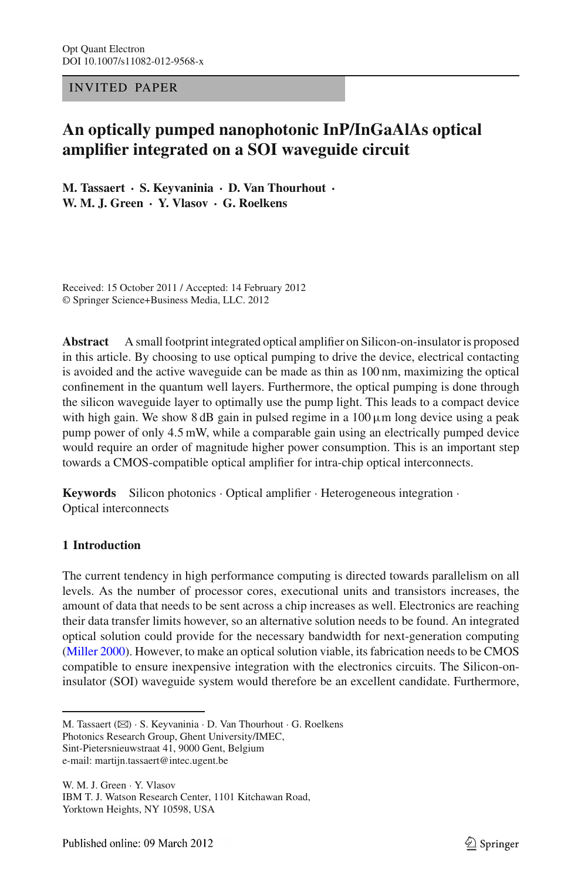INVITED PAPER

# An optically pumped nanophotonic InP/InGaAlAs optical amplifier integrated on a SOI waveguide circuit

**M. Tassaert · S. Keyvaninia · D. Van Thourhout · W. M. J. Green · Y. Vlasov · G. Roelkens**

Received: 15 October 2011 / Accepted: 14 February 2012
© Springer Science+Business Media, LLC. 2012

**Abstract** A small footprint integrated optical amplifier on Silicon-on-insulator is proposed in this article. By choosing to use optical pumping to drive the device, electrical contacting is avoided and the active waveguide can be made as thin as 100 nm, maximizing the optical confinement in the quantum well layers. Furthermore, the optical pumping is done through the silicon waveguide layer to optimally use the pump light. This leads to a compact device with high gain. We show 8 dB gain in pulsed regime in a 100 μm long device using a peak pump power of only 4.5 mW, while a comparable gain using an electrically pumped device would require an order of magnitude higher power consumption. This is an important step towards a CMOS-compatible optical amplifier for intra-chip optical interconnects.

**Keywords** Silicon photonics · Optical amplifier · Heterogeneous integration · Optical interconnects

## 1 Introduction

The current tendency in high performance computing is directed towards parallelism on all levels. As the number of processor cores, executional units and transistors increases, the amount of data that needs to be sent across a chip increases as well. Electronics are reaching their data transfer limits however, so an alternative solution needs to be found. An integrated optical solution could provide for the necessary bandwidth for next-generation computing (Miller 2000). However, to make an optical solution viable, its fabrication needs to be CMOS compatible to ensure inexpensive integration with the electronics circuits. The Silicon-on-insulator (SOI) waveguide system would therefore be an excellent candidate. Furthermore,

---

M. Tassaert (✉) · S. Keyvaninia · D. Van Thourhout · G. Roelkens
Photonics Research Group, Ghent University/IMEC,
Sint-Pietersnieuwstraat 41, 9000 Gent, Belgium
e-mail: martijn.tassaert@intec.ugent.be

W. M. J. Green · Y. Vlasov
IBM T. J. Watson Research Center, 1101 Kitchawan Road,
Yorktown Heights, NY 10598, USA

Published online: 09 March 2012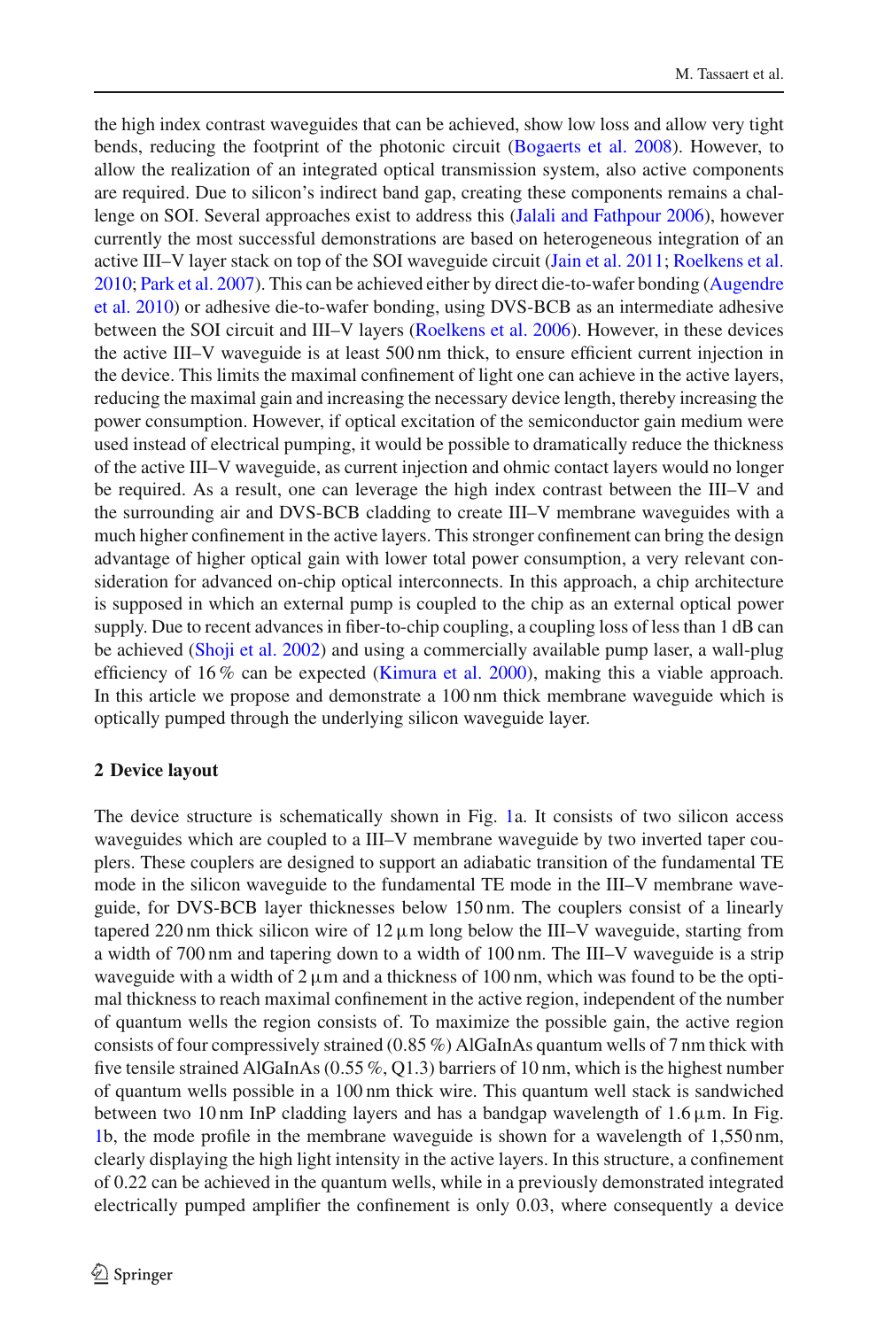the high index contrast waveguides that can be achieved, show low loss and allow very tight bends, reducing the footprint of the photonic circuit (Bogaerts et al. 2008). However, to allow the realization of an integrated optical transmission system, also active components are required. Due to silicon's indirect band gap, creating these components remains a challenge on SOI. Several approaches exist to address this (Jalali and Fathpour 2006), however currently the most successful demonstrations are based on heterogeneous integration of an active III–V layer stack on top of the SOI waveguide circuit (Jain et al. 2011; Roelkens et al. 2010; Park et al. 2007). This can be achieved either by direct die-to-wafer bonding (Augendre et al. 2010) or adhesive die-to-wafer bonding, using DVS-BCB as an intermediate adhesive between the SOI circuit and III–V layers (Roelkens et al. 2006). However, in these devices the active III–V waveguide is at least 500 nm thick, to ensure efficient current injection in the device. This limits the maximal confinement of light one can achieve in the active layers, reducing the maximal gain and increasing the necessary device length, thereby increasing the power consumption. However, if optical excitation of the semiconductor gain medium were used instead of electrical pumping, it would be possible to dramatically reduce the thickness of the active III–V waveguide, as current injection and ohmic contact layers would no longer be required. As a result, one can leverage the high index contrast between the III–V and the surrounding air and DVS-BCB cladding to create III–V membrane waveguides with a much higher confinement in the active layers. This stronger confinement can bring the design advantage of higher optical gain with lower total power consumption, a very relevant consideration for advanced on-chip optical interconnects. In this approach, a chip architecture is supposed in which an external pump is coupled to the chip as an external optical power supply. Due to recent advances in fiber-to-chip coupling, a coupling loss of less than 1 dB can be achieved (Shoji et al. 2002) and using a commercially available pump laser, a wall-plug efficiency of 16 % can be expected (Kimura et al. 2000), making this a viable approach. In this article we propose and demonstrate a 100 nm thick membrane waveguide which is optically pumped through the underlying silicon waveguide layer.

## 2 Device layout

The device structure is schematically shown in Fig. 1a. It consists of two silicon access waveguides which are coupled to a III–V membrane waveguide by two inverted taper couplers. These couplers are designed to support an adiabatic transition of the fundamental TE mode in the silicon waveguide to the fundamental TE mode in the III–V membrane waveguide, for DVS-BCB layer thicknesses below 150 nm. The couplers consist of a linearly tapered 220 nm thick silicon wire of 12 µm long below the III–V waveguide, starting from a width of 700 nm and tapering down to a width of 100 nm. The III–V waveguide is a strip waveguide with a width of 2 µm and a thickness of 100 nm, which was found to be the optimal thickness to reach maximal confinement in the active region, independent of the number of quantum wells the region consists of. To maximize the possible gain, the active region consists of four compressively strained (0.85 %) AlGaInAs quantum wells of 7 nm thick with five tensile strained AlGaInAs (0.55 %, Q1.3) barriers of 10 nm, which is the highest number of quantum wells possible in a 100 nm thick wire. This quantum well stack is sandwiched between two 10 nm InP cladding layers and has a bandgap wavelength of 1.6 µm. In Fig. 1b, the mode profile in the membrane waveguide is shown for a wavelength of 1,550 nm, clearly displaying the high light intensity in the active layers. In this structure, a confinement of 0.22 can be achieved in the quantum wells, while in a previously demonstrated integrated electrically pumped amplifier the confinement is only 0.03, where consequently a device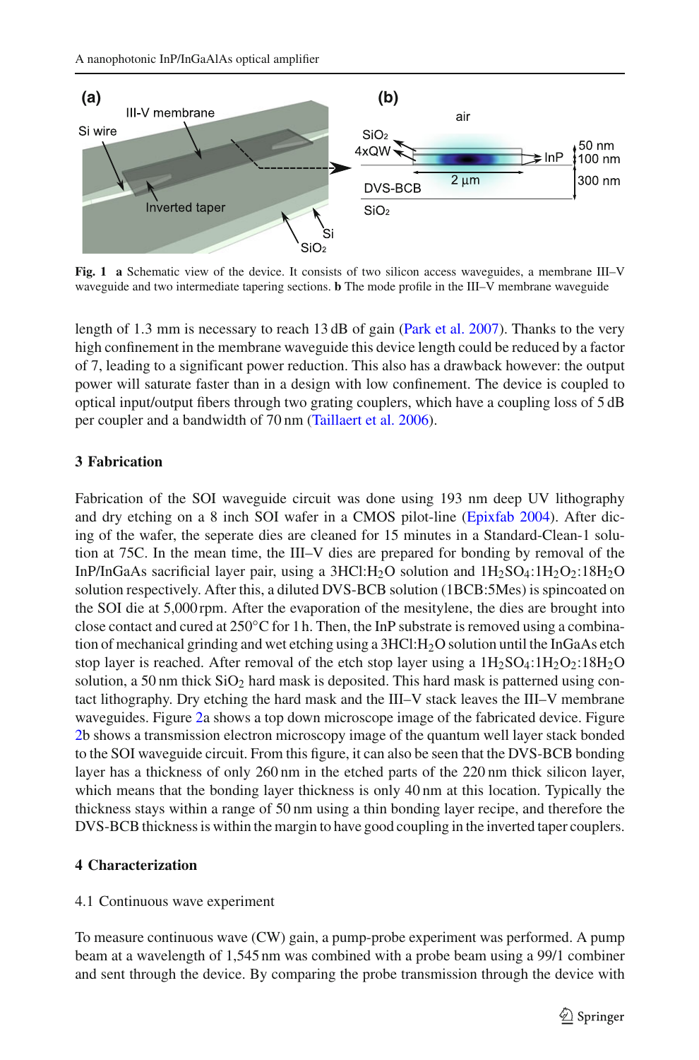**Fig. 1** **a** Schematic view of the device. It consists of two silicon access waveguides, a membrane III–V waveguide and two intermediate tapering sections. **b** The mode profile in the III–V membrane waveguide

length of 1.3 mm is necessary to reach 13 dB of gain (Park et al. 2007). Thanks to the very high confinement in the membrane waveguide this device length could be reduced by a factor of 7, leading to a significant power reduction. This also has a drawback however: the output power will saturate faster than in a design with low confinement. The device is coupled to optical input/output fibers through two grating couplers, which have a coupling loss of 5 dB per coupler and a bandwidth of 70 nm (Taillaert et al. 2006).

## 3 Fabrication

Fabrication of the SOI waveguide circuit was done using 193 nm deep UV lithography and dry etching on a 8 inch SOI wafer in a CMOS pilot-line (Epixfab 2004). After dicing of the wafer, the seperate dies are cleaned for 15 minutes in a Standard-Clean-1 solution at 75C. In the mean time, the III–V dies are prepared for bonding by removal of the InP/InGaAs sacrificial layer pair, using a 3HCl:$H_2O$ solution and 1$H_2SO_4$:1$H_2O_2$:18$H_2O$ solution respectively. After this, a diluted DVS-BCB solution (1BCB:5Mes) is spincoated on the SOI die at 5,000 rpm. After the evaporation of the mesitylene, the dies are brought into close contact and cured at 250°C for 1 h. Then, the InP substrate is removed using a combination of mechanical grinding and wet etching using a 3HCl:$H_2O$ solution until the InGaAs etch stop layer is reached. After removal of the etch stop layer using a 1$H_2SO_4$:1$H_2O_2$:18$H_2O$ solution, a 50 nm thick $SiO_2$ hard mask is deposited. This hard mask is patterned using contact lithography. Dry etching the hard mask and the III–V stack leaves the III–V membrane waveguides. Figure 2a shows a top down microscope image of the fabricated device. Figure 2b shows a transmission electron microscopy image of the quantum well layer stack bonded to the SOI waveguide circuit. From this figure, it can also be seen that the DVS-BCB bonding layer has a thickness of only 260 nm in the etched parts of the 220 nm thick silicon layer, which means that the bonding layer thickness is only 40 nm at this location. Typically the thickness stays within a range of 50 nm using a thin bonding layer recipe, and therefore the DVS-BCB thickness is within the margin to have good coupling in the inverted taper couplers.

## 4 Characterization

### 4.1 Continuous wave experiment

To measure continuous wave (CW) gain, a pump-probe experiment was performed. A pump beam at a wavelength of 1,545 nm was combined with a probe beam using a 99/1 combiner and sent through the device. By comparing the probe transmission through the device with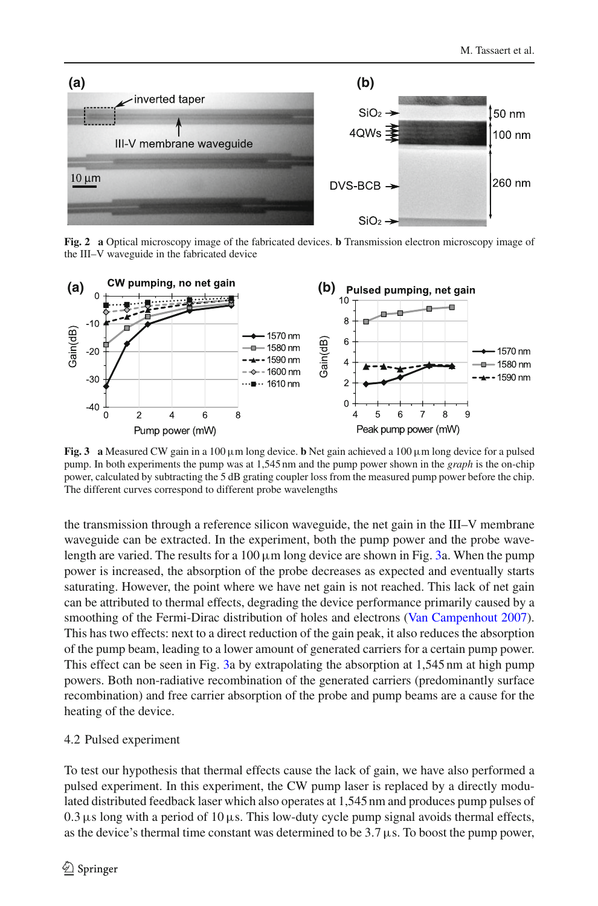Fig. 2 **a** Optical microscopy image of the fabricated devices. **b** Transmission electron microscopy image of the III–V waveguide in the fabricated device

Fig. 3 **a** Measured CW gain in a 100 µm long device. **b** Net gain achieved a 100 µm long device for a pulsed pump. In both experiments the pump was at 1,545 nm and the pump power shown in the *graph* is the on-chip power, calculated by subtracting the 5 dB grating coupler loss from the measured pump power before the chip. The different curves correspond to different probe wavelengths

the transmission through a reference silicon waveguide, the net gain in the III–V membrane waveguide can be extracted. In the experiment, both the pump power and the probe wavelength are varied. The results for a 100 µm long device are shown in Fig. 3a. When the pump power is increased, the absorption of the probe decreases as expected and eventually starts saturating. However, the point where we have net gain is not reached. This lack of net gain can be attributed to thermal effects, degrading the device performance primarily caused by a smoothing of the Fermi-Dirac distribution of holes and electrons (Van Campenhout 2007). This has two effects: next to a direct reduction of the gain peak, it also reduces the absorption of the pump beam, leading to a lower amount of generated carriers for a certain pump power. This effect can be seen in Fig. 3a by extrapolating the absorption at 1,545 nm at high pump powers. Both non-radiative recombination of the generated carriers (predominantly surface recombination) and free carrier absorption of the probe and pump beams are a cause for the heating of the device.

### 4.2 Pulsed experiment

To test our hypothesis that thermal effects cause the lack of gain, we have also performed a pulsed experiment. In this experiment, the CW pump laser is replaced by a directly modulated distributed feedback laser which also operates at 1,545 nm and produces pump pulses of 0.3 µs long with a period of 10 µs. This low-duty cycle pump signal avoids thermal effects, as the device's thermal time constant was determined to be 3.7 µs. To boost the pump power,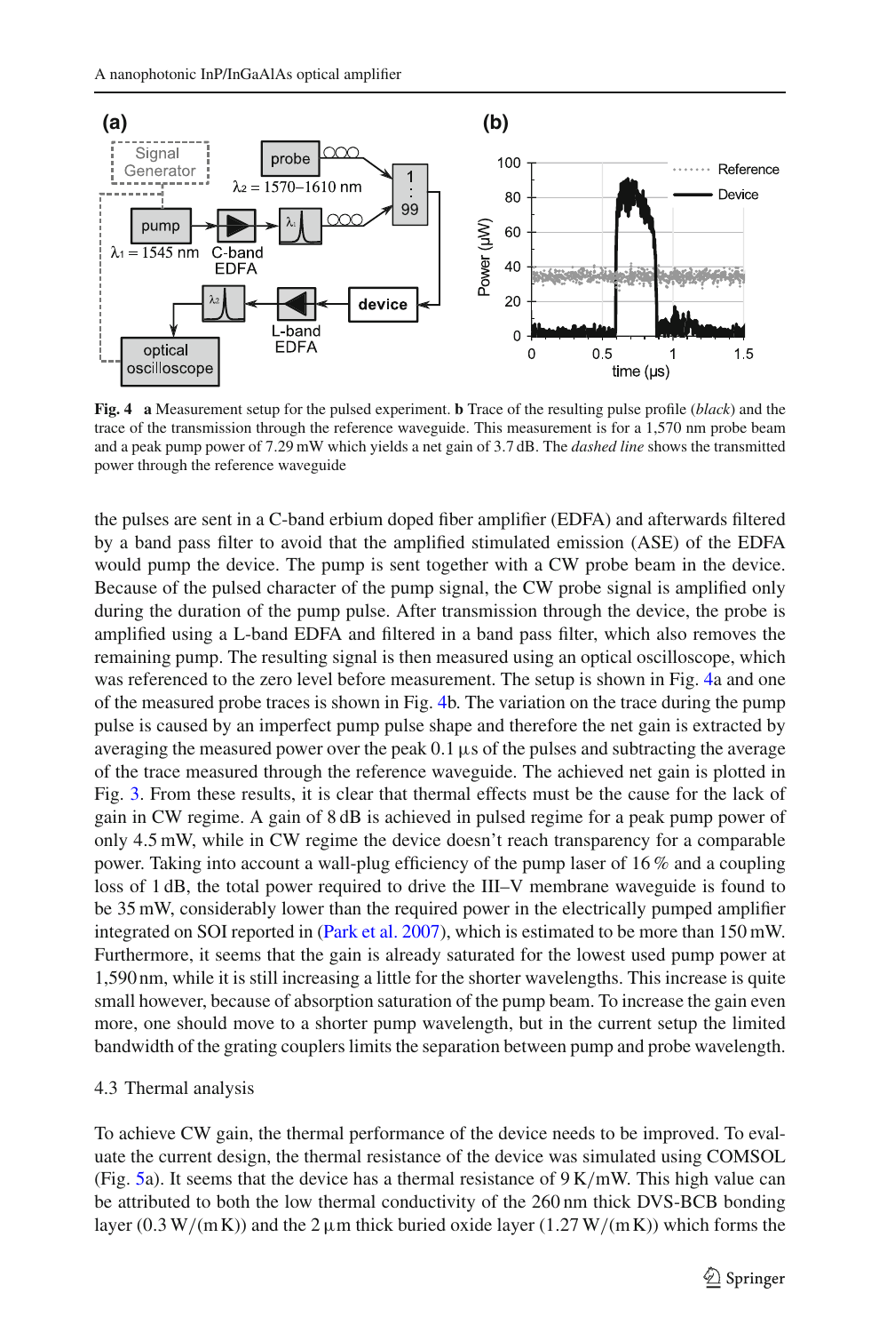**Fig. 4** **a** Measurement setup for the pulsed experiment. **b** Trace of the resulting pulse profile (*black*) and the trace of the transmission through the reference waveguide. This measurement is for a 1,570 nm probe beam and a peak pump power of 7.29 mW which yields a net gain of 3.7 dB. The *dashed line* shows the transmitted power through the reference waveguide

the pulses are sent in a C-band erbium doped fiber amplifier (EDFA) and afterwards filtered by a band pass filter to avoid that the amplified stimulated emission (ASE) of the EDFA would pump the device. The pump is sent together with a CW probe beam in the device. Because of the pulsed character of the pump signal, the CW probe signal is amplified only during the duration of the pump pulse. After transmission through the device, the probe is amplified using a L-band EDFA and filtered in a band pass filter, which also removes the remaining pump. The resulting signal is then measured using an optical oscilloscope, which was referenced to the zero level before measurement. The setup is shown in Fig. 4a and one of the measured probe traces is shown in Fig. 4b. The variation on the trace during the pump pulse is caused by an imperfect pump pulse shape and therefore the net gain is extracted by averaging the measured power over the peak 0.1 µs of the pulses and subtracting the average of the trace measured through the reference waveguide. The achieved net gain is plotted in Fig. 3. From these results, it is clear that thermal effects must be the cause for the lack of gain in CW regime. A gain of 8 dB is achieved in pulsed regime for a peak pump power of only 4.5 mW, while in CW regime the device doesn't reach transparency for a comparable power. Taking into account a wall-plug efficiency of the pump laser of 16 % and a coupling loss of 1 dB, the total power required to drive the III–V membrane waveguide is found to be 35 mW, considerably lower than the required power in the electrically pumped amplifier integrated on SOI reported in (Park et al. 2007), which is estimated to be more than 150 mW. Furthermore, it seems that the gain is already saturated for the lowest used pump power at 1,590 nm, while it is still increasing a little for the shorter wavelengths. This increase is quite small however, because of absorption saturation of the pump beam. To increase the gain even more, one should move to a shorter pump wavelength, but in the current setup the limited bandwidth of the grating couplers limits the separation between pump and probe wavelength.

4.3 Thermal analysis

To achieve CW gain, the thermal performance of the device needs to be improved. To evaluate the current design, the thermal resistance of the device was simulated using COMSOL (Fig. 5a). It seems that the device has a thermal resistance of 9 K/mW. This high value can be attributed to both the low thermal conductivity of the 260 nm thick DVS-BCB bonding layer (0.3 W/(m K)) and the 2 µm thick buried oxide layer (1.27 W/(m K)) which forms the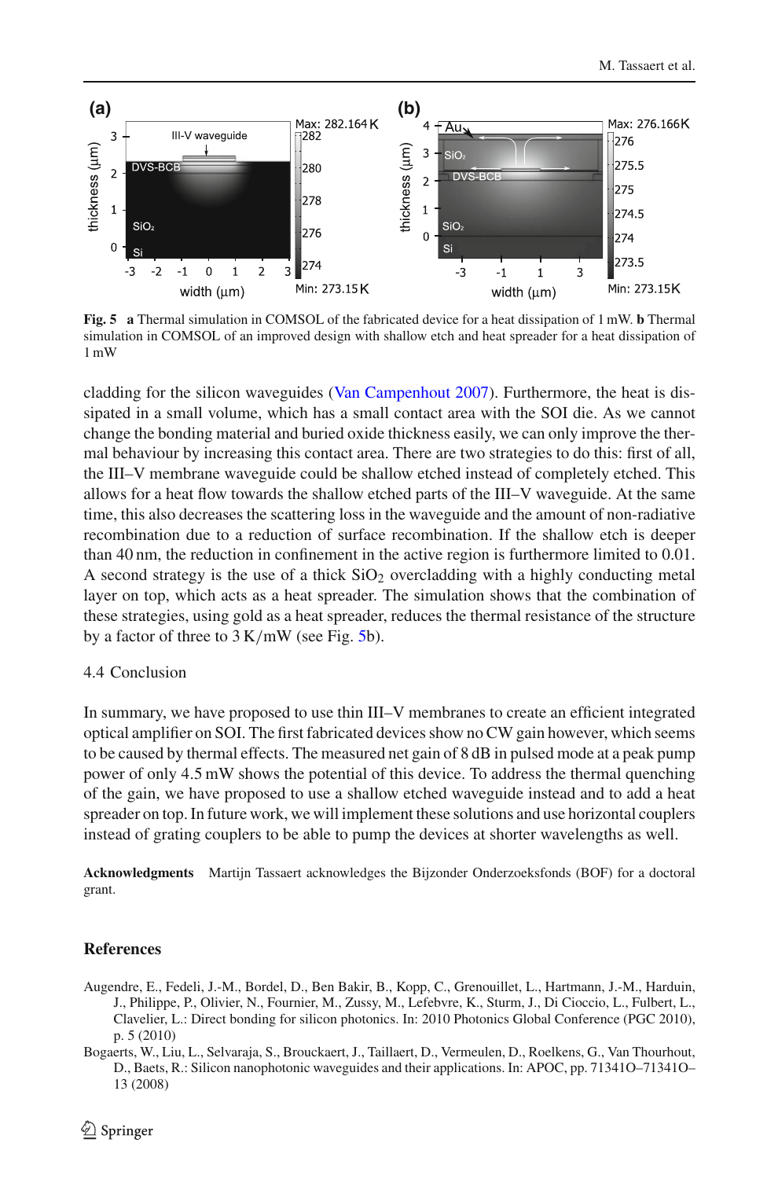**Fig. 5** **a** Thermal simulation in COMSOL of the fabricated device for a heat dissipation of 1 mW. **b** Thermal simulation in COMSOL of an improved design with shallow etch and heat spreader for a heat dissipation of 1 mW

cladding for the silicon waveguides (Van Campenhout 2007). Furthermore, the heat is dissipated in a small volume, which has a small contact area with the SOI die. As we cannot change the bonding material and buried oxide thickness easily, we can only improve the thermal behaviour by increasing this contact area. There are two strategies to do this: first of all, the III–V membrane waveguide could be shallow etched instead of completely etched. This allows for a heat flow towards the shallow etched parts of the III–V waveguide. At the same time, this also decreases the scattering loss in the waveguide and the amount of non-radiative recombination due to a reduction of surface recombination. If the shallow etch is deeper than 40 nm, the reduction in confinement in the active region is furthermore limited to 0.01. A second strategy is the use of a thick $SiO_2$ overcladding with a highly conducting metal layer on top, which acts as a heat spreader. The simulation shows that the combination of these strategies, using gold as a heat spreader, reduces the thermal resistance of the structure by a factor of three to 3 K/mW (see Fig. 5b).

### 4.4 Conclusion

In summary, we have proposed to use thin III–V membranes to create an efficient integrated optical amplifier on SOI. The first fabricated devices show no CW gain however, which seems to be caused by thermal effects. The measured net gain of 8 dB in pulsed mode at a peak pump power of only 4.5 mW shows the potential of this device. To address the thermal quenching of the gain, we have proposed to use a shallow etched waveguide instead and to add a heat spreader on top. In future work, we will implement these solutions and use horizontal couplers instead of grating couplers to be able to pump the devices at shorter wavelengths as well.

**Acknowledgments** Martijn Tassaert acknowledges the Bijzonder Onderzoeksfonds (BOF) for a doctoral grant.

## References

Augendre, E., Fedeli, J.-M., Bordel, D., Ben Bakir, B., Kopp, C., Grenouillet, L., Hartmann, J.-M., Harduin, J., Philippe, P., Olivier, N., Fournier, M., Zussy, M., Lefebvre, K., Sturm, J., Di Cioccio, L., Fulbert, L., Clavelier, L.: Direct bonding for silicon photonics. In: 2010 Photonics Global Conference (PGC 2010), p. 5 (2010)

Bogaerts, W., Liu, L., Selvaraja, S., Brouckaert, J., Taillaert, D., Vermeulen, D., Roelkens, G., Van Thourhout, D., Baets, R.: Silicon nanophotonic waveguides and their applications. In: APOC, pp. 71341O–71341O–13 (2008)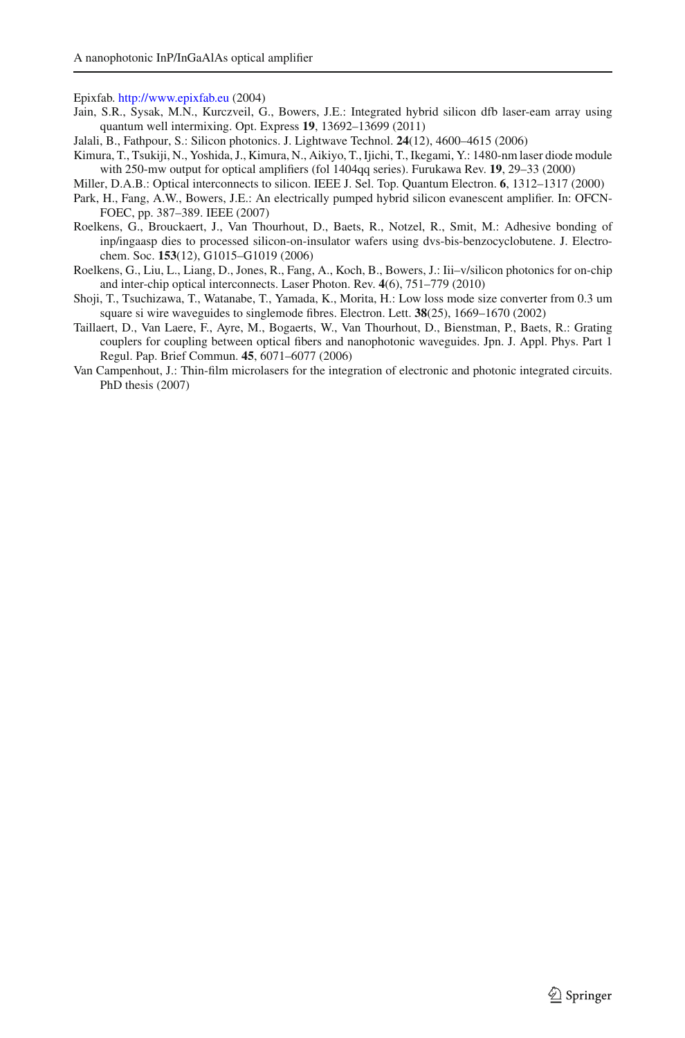Epixfab. http://www.epixfab.eu (2004)

Jain, S.R., Sysak, M.N., Kurczveil, G., Bowers, J.E.: Integrated hybrid silicon dfb laser-eam array using quantum well intermixing. Opt. Express **19**, 13692–13699 (2011)

Jalali, B., Fathpour, S.: Silicon photonics. J. Lightwave Technol. **24**(12), 4600–4615 (2006)

Kimura, T., Tsukiji, N., Yoshida, J., Kimura, N., Aikiyo, T., Ijichi, T., Ikegami, Y.: 1480-nm laser diode module with 250-mw output for optical amplifiers (fol 1404qq series). Furukawa Rev. **19**, 29–33 (2000)

Miller, D.A.B.: Optical interconnects to silicon. IEEE J. Sel. Top. Quantum Electron. **6**, 1312–1317 (2000)

Park, H., Fang, A.W., Bowers, J.E.: An electrically pumped hybrid silicon evanescent amplifier. In: OFCN-FOEC, pp. 387–389. IEEE (2007)

Roelkens, G., Brouckaert, J., Van Thourhout, D., Baets, R., Notzel, R., Smit, M.: Adhesive bonding of inp/ingaasp dies to processed silicon-on-insulator wafers using dvs-bis-benzocyclobutene. J. Electrochem. Soc. **153**(12), G1015–G1019 (2006)

Roelkens, G., Liu, L., Liang, D., Jones, R., Fang, A., Koch, B., Bowers, J.: Iii–v/silicon photonics for on-chip and inter-chip optical interconnects. Laser Photon. Rev. **4**(6), 751–779 (2010)

Shoji, T., Tsuchizawa, T., Watanabe, T., Yamada, K., Morita, H.: Low loss mode size converter from 0.3 um square si wire waveguides to singlemode fibres. Electron. Lett. **38**(25), 1669–1670 (2002)

Taillaert, D., Van Laere, F., Ayre, M., Bogaerts, W., Van Thourhout, D., Bienstman, P., Baets, R.: Grating couplers for coupling between optical fibers and nanophotonic waveguides. Jpn. J. Appl. Phys. Part 1 Regul. Pap. Brief Commun. **45**, 6071–6077 (2006)

Van Campenhout, J.: Thin-film microlasers for the integration of electronic and photonic integrated circuits. PhD thesis (2007)